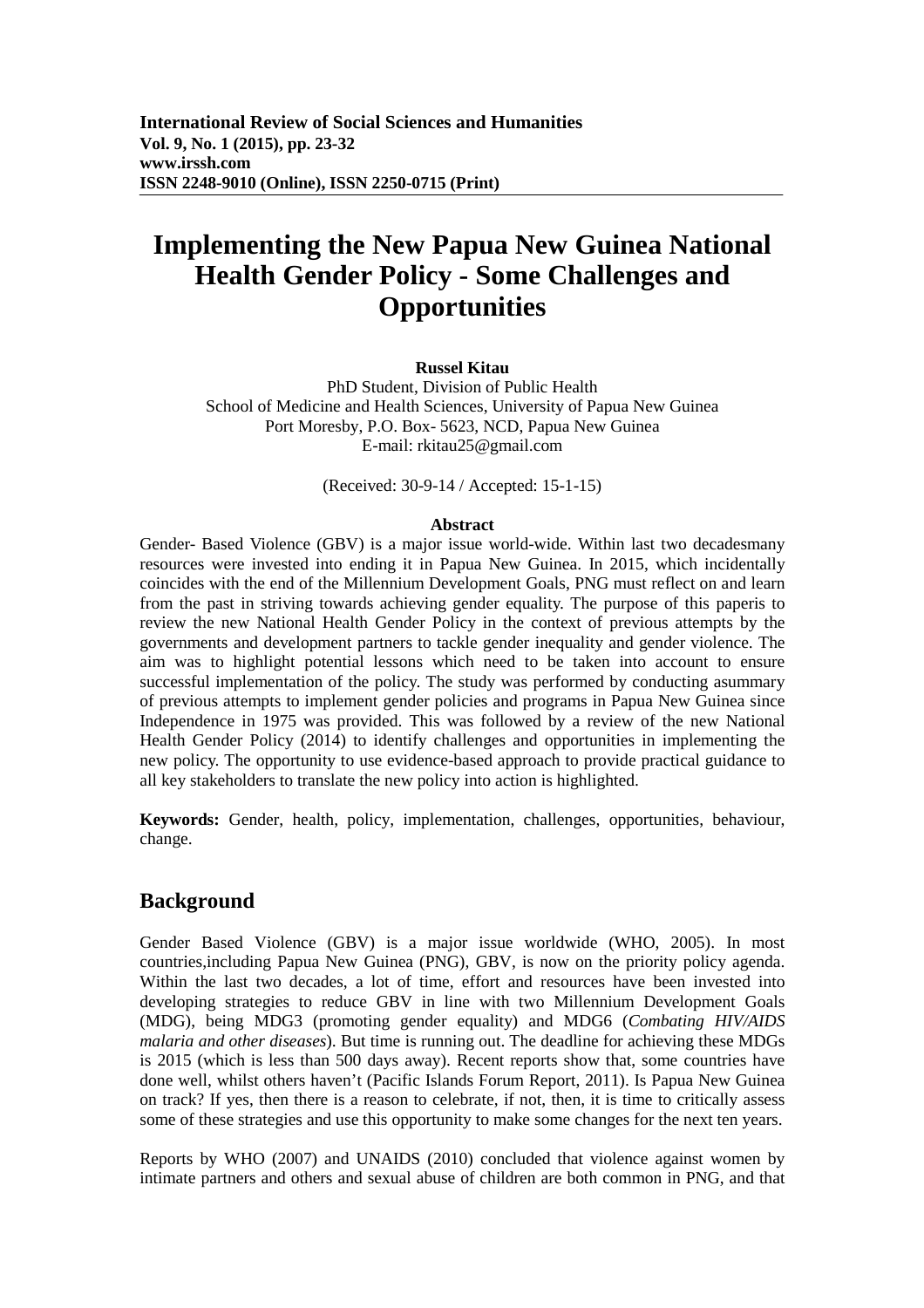**International Review of Social Sciences and Humanities**
**Vol. 9, No. 1 (2015), pp. 23-32**
**www.irssh.com**
**ISSN 2248-9010 (Online), ISSN 2250-0715 (Print)**

# Implementing the New Papua New Guinea National Health Gender Policy - Some Challenges and Opportunities

**Russel Kitau**

PhD Student, Division of Public Health
School of Medicine and Health Sciences, University of Papua New Guinea
Port Moresby, P.O. Box- 5623, NCD, Papua New Guinea
E-mail: rkitau25@gmail.com

(Received: 30-9-14 / Accepted: 15-1-15)

**Abstract**

Gender- Based Violence (GBV) is a major issue world-wide. Within last two decadesmany resources were invested into ending it in Papua New Guinea. In 2015, which incidentally coincides with the end of the Millennium Development Goals, PNG must reflect on and learn from the past in striving towards achieving gender equality. The purpose of this paperis to review the new National Health Gender Policy in the context of previous attempts by the governments and development partners to tackle gender inequality and gender violence. The aim was to highlight potential lessons which need to be taken into account to ensure successful implementation of the policy. The study was performed by conducting asummary of previous attempts to implement gender policies and programs in Papua New Guinea since Independence in 1975 was provided. This was followed by a review of the new National Health Gender Policy (2014) to identify challenges and opportunities in implementing the new policy. The opportunity to use evidence-based approach to provide practical guidance to all key stakeholders to translate the new policy into action is highlighted.

**Keywords:** Gender, health, policy, implementation, challenges, opportunities, behaviour, change.

## Background

Gender Based Violence (GBV) is a major issue worldwide (WHO, 2005). In most countries,including Papua New Guinea (PNG), GBV, is now on the priority policy agenda. Within the last two decades, a lot of time, effort and resources have been invested into developing strategies to reduce GBV in line with two Millennium Development Goals (MDG), being MDG3 (promoting gender equality) and MDG6 (*Combating HIV/AIDS malaria and other diseases*). But time is running out. The deadline for achieving these MDGs is 2015 (which is less than 500 days away). Recent reports show that, some countries have done well, whilst others haven't (Pacific Islands Forum Report, 2011). Is Papua New Guinea on track? If yes, then there is a reason to celebrate, if not, then, it is time to critically assess some of these strategies and use this opportunity to make some changes for the next ten years.

Reports by WHO (2007) and UNAIDS (2010) concluded that violence against women by intimate partners and others and sexual abuse of children are both common in PNG, and that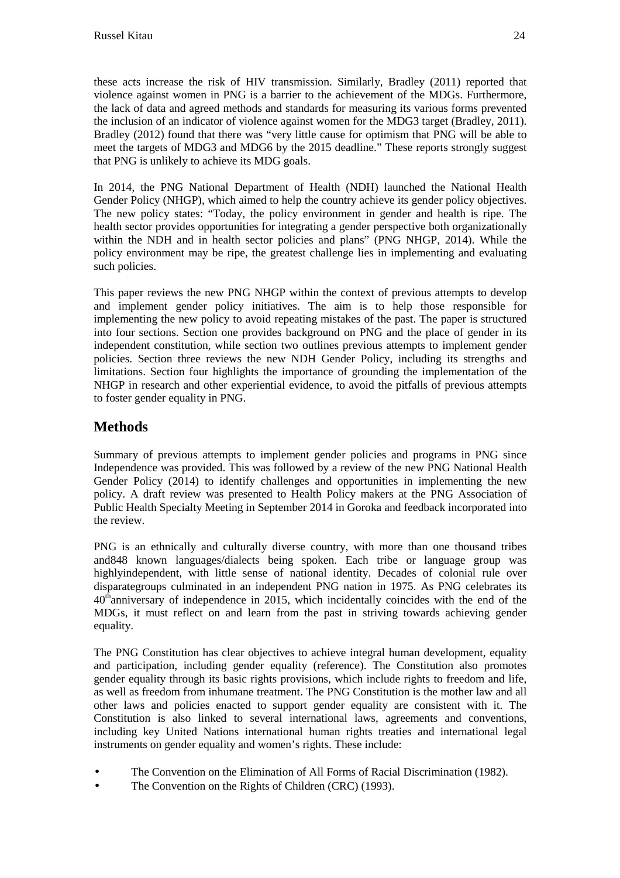these acts increase the risk of HIV transmission. Similarly, Bradley (2011) reported that violence against women in PNG is a barrier to the achievement of the MDGs. Furthermore, the lack of data and agreed methods and standards for measuring its various forms prevented the inclusion of an indicator of violence against women for the MDG3 target (Bradley, 2011). Bradley (2012) found that there was "very little cause for optimism that PNG will be able to meet the targets of MDG3 and MDG6 by the 2015 deadline." These reports strongly suggest that PNG is unlikely to achieve its MDG goals.

In 2014, the PNG National Department of Health (NDH) launched the National Health Gender Policy (NHGP), which aimed to help the country achieve its gender policy objectives. The new policy states: "Today, the policy environment in gender and health is ripe. The health sector provides opportunities for integrating a gender perspective both organizationally within the NDH and in health sector policies and plans" (PNG NHGP, 2014). While the policy environment may be ripe, the greatest challenge lies in implementing and evaluating such policies.

This paper reviews the new PNG NHGP within the context of previous attempts to develop and implement gender policy initiatives. The aim is to help those responsible for implementing the new policy to avoid repeating mistakes of the past. The paper is structured into four sections. Section one provides background on PNG and the place of gender in its independent constitution, while section two outlines previous attempts to implement gender policies. Section three reviews the new NDH Gender Policy, including its strengths and limitations. Section four highlights the importance of grounding the implementation of the NHGP in research and other experiential evidence, to avoid the pitfalls of previous attempts to foster gender equality in PNG.

## Methods

Summary of previous attempts to implement gender policies and programs in PNG since Independence was provided. This was followed by a review of the new PNG National Health Gender Policy (2014) to identify challenges and opportunities in implementing the new policy. A draft review was presented to Health Policy makers at the PNG Association of Public Health Specialty Meeting in September 2014 in Goroka and feedback incorporated into the review.

PNG is an ethnically and culturally diverse country, with more than one thousand tribes and848 known languages/dialects being spoken. Each tribe or language group was highlyindependent, with little sense of national identity. Decades of colonial rule over disparategroups culminated in an independent PNG nation in 1975. As PNG celebrates its 40th anniversary of independence in 2015, which incidentally coincides with the end of the MDGs, it must reflect on and learn from the past in striving towards achieving gender equality.

The PNG Constitution has clear objectives to achieve integral human development, equality and participation, including gender equality (reference). The Constitution also promotes gender equality through its basic rights provisions, which include rights to freedom and life, as well as freedom from inhumane treatment. The PNG Constitution is the mother law and all other laws and policies enacted to support gender equality are consistent with it. The Constitution is also linked to several international laws, agreements and conventions, including key United Nations international human rights treaties and international legal instruments on gender equality and women's rights. These include:

- The Convention on the Elimination of All Forms of Racial Discrimination (1982).
- The Convention on the Rights of Children (CRC) (1993).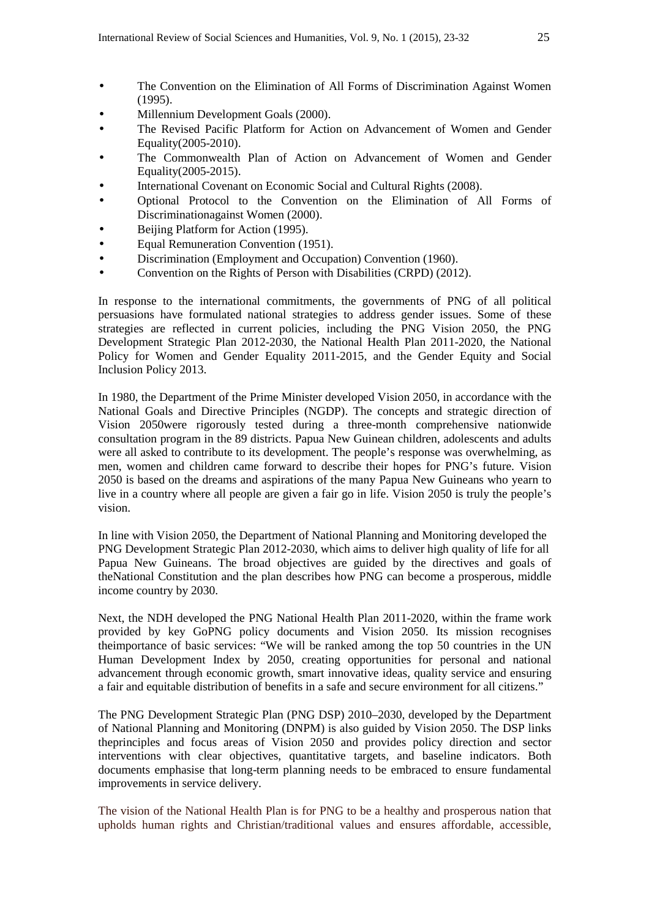- The Convention on the Elimination of All Forms of Discrimination Against Women (1995).
- Millennium Development Goals (2000).
- The Revised Pacific Platform for Action on Advancement of Women and Gender Equality(2005-2010).
- The Commonwealth Plan of Action on Advancement of Women and Gender Equality(2005-2015).
- International Covenant on Economic Social and Cultural Rights (2008).
- Optional Protocol to the Convention on the Elimination of All Forms of Discriminationagainst Women (2000).
- Beijing Platform for Action (1995).
- Equal Remuneration Convention (1951).
- Discrimination (Employment and Occupation) Convention (1960).
- Convention on the Rights of Person with Disabilities (CRPD) (2012).

In response to the international commitments, the governments of PNG of all political persuasions have formulated national strategies to address gender issues. Some of these strategies are reflected in current policies, including the PNG Vision 2050, the PNG Development Strategic Plan 2012-2030, the National Health Plan 2011-2020, the National Policy for Women and Gender Equality 2011-2015, and the Gender Equity and Social Inclusion Policy 2013.

In 1980, the Department of the Prime Minister developed Vision 2050, in accordance with the National Goals and Directive Principles (NGDP). The concepts and strategic direction of Vision 2050were rigorously tested during a three-month comprehensive nationwide consultation program in the 89 districts. Papua New Guinean children, adolescents and adults were all asked to contribute to its development. The people's response was overwhelming, as men, women and children came forward to describe their hopes for PNG's future. Vision 2050 is based on the dreams and aspirations of the many Papua New Guineans who yearn to live in a country where all people are given a fair go in life. Vision 2050 is truly the people's vision.

In line with Vision 2050, the Department of National Planning and Monitoring developed the PNG Development Strategic Plan 2012-2030, which aims to deliver high quality of life for all Papua New Guineans. The broad objectives are guided by the directives and goals of theNational Constitution and the plan describes how PNG can become a prosperous, middle income country by 2030.

Next, the NDH developed the PNG National Health Plan 2011-2020, within the frame work provided by key GoPNG policy documents and Vision 2050. Its mission recognises theimportance of basic services: "We will be ranked among the top 50 countries in the UN Human Development Index by 2050, creating opportunities for personal and national advancement through economic growth, smart innovative ideas, quality service and ensuring a fair and equitable distribution of benefits in a safe and secure environment for all citizens."

The PNG Development Strategic Plan (PNG DSP) 2010–2030, developed by the Department of National Planning and Monitoring (DNPM) is also guided by Vision 2050. The DSP links theprinciples and focus areas of Vision 2050 and provides policy direction and sector interventions with clear objectives, quantitative targets, and baseline indicators. Both documents emphasise that long-term planning needs to be embraced to ensure fundamental improvements in service delivery.

The vision of the National Health Plan is for PNG to be a healthy and prosperous nation that upholds human rights and Christian/traditional values and ensures affordable, accessible,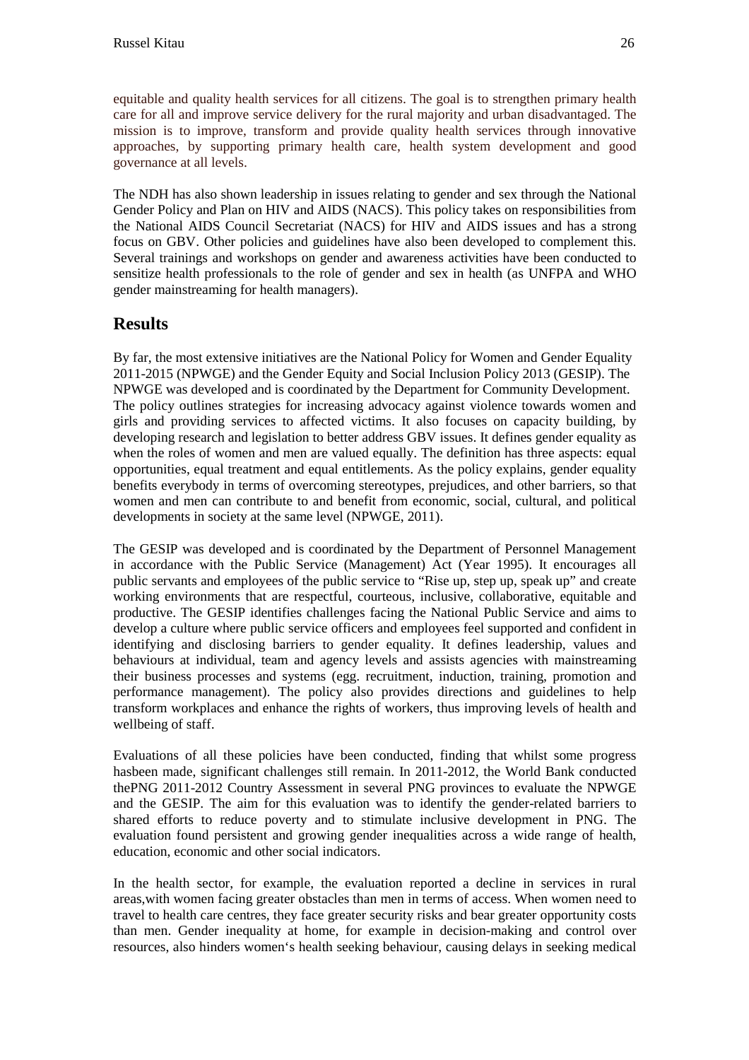equitable and quality health services for all citizens. The goal is to strengthen primary health care for all and improve service delivery for the rural majority and urban disadvantaged. The mission is to improve, transform and provide quality health services through innovative approaches, by supporting primary health care, health system development and good governance at all levels.

The NDH has also shown leadership in issues relating to gender and sex through the National Gender Policy and Plan on HIV and AIDS (NACS). This policy takes on responsibilities from the National AIDS Council Secretariat (NACS) for HIV and AIDS issues and has a strong focus on GBV. Other policies and guidelines have also been developed to complement this. Several trainings and workshops on gender and awareness activities have been conducted to sensitize health professionals to the role of gender and sex in health (as UNFPA and WHO gender mainstreaming for health managers).

## Results

By far, the most extensive initiatives are the National Policy for Women and Gender Equality 2011-2015 (NPWGE) and the Gender Equity and Social Inclusion Policy 2013 (GESIP). The NPWGE was developed and is coordinated by the Department for Community Development. The policy outlines strategies for increasing advocacy against violence towards women and girls and providing services to affected victims. It also focuses on capacity building, by developing research and legislation to better address GBV issues. It defines gender equality as when the roles of women and men are valued equally. The definition has three aspects: equal opportunities, equal treatment and equal entitlements. As the policy explains, gender equality benefits everybody in terms of overcoming stereotypes, prejudices, and other barriers, so that women and men can contribute to and benefit from economic, social, cultural, and political developments in society at the same level (NPWGE, 2011).

The GESIP was developed and is coordinated by the Department of Personnel Management in accordance with the Public Service (Management) Act (Year 1995). It encourages all public servants and employees of the public service to "Rise up, step up, speak up" and create working environments that are respectful, courteous, inclusive, collaborative, equitable and productive. The GESIP identifies challenges facing the National Public Service and aims to develop a culture where public service officers and employees feel supported and confident in identifying and disclosing barriers to gender equality. It defines leadership, values and behaviours at individual, team and agency levels and assists agencies with mainstreaming their business processes and systems (egg. recruitment, induction, training, promotion and performance management). The policy also provides directions and guidelines to help transform workplaces and enhance the rights of workers, thus improving levels of health and wellbeing of staff.

Evaluations of all these policies have been conducted, finding that whilst some progress hasbeen made, significant challenges still remain. In 2011-2012, the World Bank conducted thePNG 2011-2012 Country Assessment in several PNG provinces to evaluate the NPWGE and the GESIP. The aim for this evaluation was to identify the gender-related barriers to shared efforts to reduce poverty and to stimulate inclusive development in PNG. The evaluation found persistent and growing gender inequalities across a wide range of health, education, economic and other social indicators.

In the health sector, for example, the evaluation reported a decline in services in rural areas,with women facing greater obstacles than men in terms of access. When women need to travel to health care centres, they face greater security risks and bear greater opportunity costs than men. Gender inequality at home, for example in decision-making and control over resources, also hinders women's health seeking behaviour, causing delays in seeking medical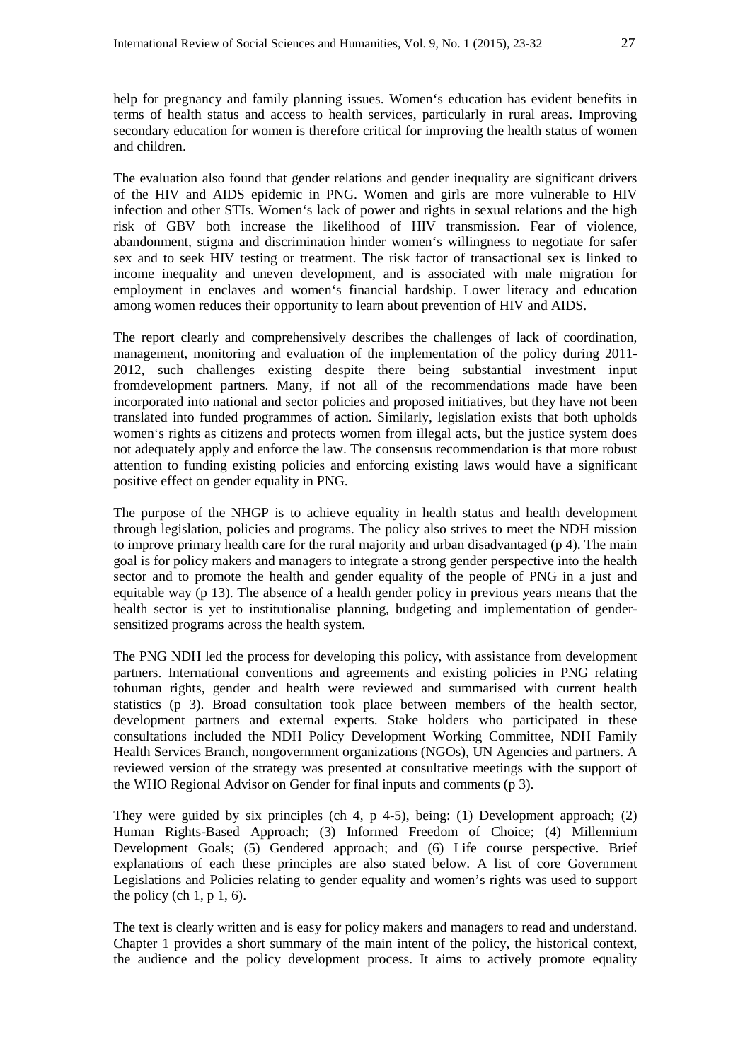help for pregnancy and family planning issues. Women's education has evident benefits in terms of health status and access to health services, particularly in rural areas. Improving secondary education for women is therefore critical for improving the health status of women and children.

The evaluation also found that gender relations and gender inequality are significant drivers of the HIV and AIDS epidemic in PNG. Women and girls are more vulnerable to HIV infection and other STIs. Women's lack of power and rights in sexual relations and the high risk of GBV both increase the likelihood of HIV transmission. Fear of violence, abandonment, stigma and discrimination hinder women's willingness to negotiate for safer sex and to seek HIV testing or treatment. The risk factor of transactional sex is linked to income inequality and uneven development, and is associated with male migration for employment in enclaves and women's financial hardship. Lower literacy and education among women reduces their opportunity to learn about prevention of HIV and AIDS.

The report clearly and comprehensively describes the challenges of lack of coordination, management, monitoring and evaluation of the implementation of the policy during 2011-2012, such challenges existing despite there being substantial investment input fromdevelopment partners. Many, if not all of the recommendations made have been incorporated into national and sector policies and proposed initiatives, but they have not been translated into funded programmes of action. Similarly, legislation exists that both upholds women's rights as citizens and protects women from illegal acts, but the justice system does not adequately apply and enforce the law. The consensus recommendation is that more robust attention to funding existing policies and enforcing existing laws would have a significant positive effect on gender equality in PNG.

The purpose of the NHGP is to achieve equality in health status and health development through legislation, policies and programs. The policy also strives to meet the NDH mission to improve primary health care for the rural majority and urban disadvantaged (p 4). The main goal is for policy makers and managers to integrate a strong gender perspective into the health sector and to promote the health and gender equality of the people of PNG in a just and equitable way (p 13). The absence of a health gender policy in previous years means that the health sector is yet to institutionalise planning, budgeting and implementation of gender-sensitized programs across the health system.

The PNG NDH led the process for developing this policy, with assistance from development partners. International conventions and agreements and existing policies in PNG relating tohuman rights, gender and health were reviewed and summarised with current health statistics (p 3). Broad consultation took place between members of the health sector, development partners and external experts. Stake holders who participated in these consultations included the NDH Policy Development Working Committee, NDH Family Health Services Branch, nongovernment organizations (NGOs), UN Agencies and partners. A reviewed version of the strategy was presented at consultative meetings with the support of the WHO Regional Advisor on Gender for final inputs and comments (p 3).

They were guided by six principles (ch 4, p 4-5), being: (1) Development approach; (2) Human Rights-Based Approach; (3) Informed Freedom of Choice; (4) Millennium Development Goals; (5) Gendered approach; and (6) Life course perspective. Brief explanations of each these principles are also stated below. A list of core Government Legislations and Policies relating to gender equality and women's rights was used to support the policy (ch 1, p 1, 6).

The text is clearly written and is easy for policy makers and managers to read and understand. Chapter 1 provides a short summary of the main intent of the policy, the historical context, the audience and the policy development process. It aims to actively promote equality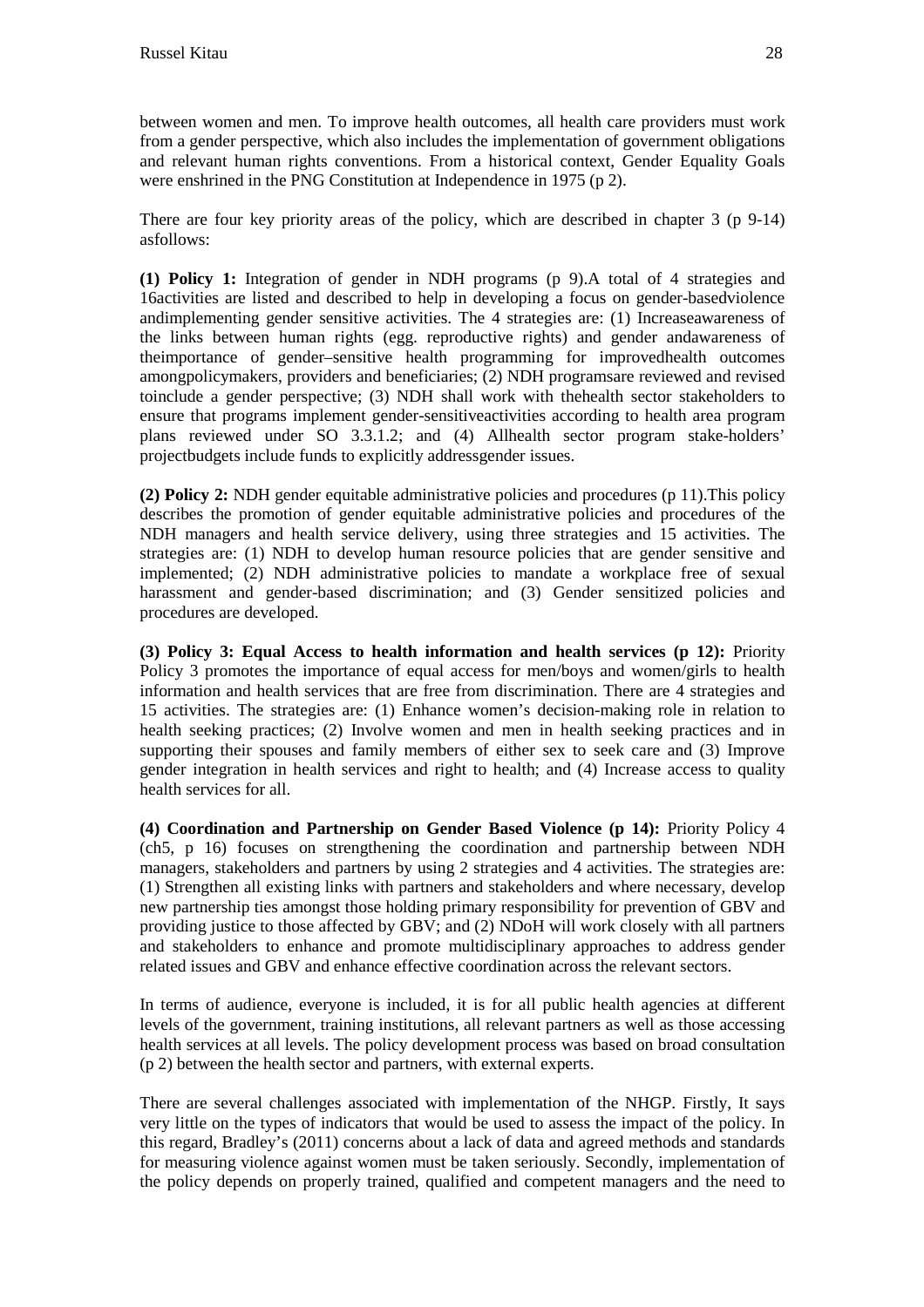between women and men. To improve health outcomes, all health care providers must work from a gender perspective, which also includes the implementation of government obligations and relevant human rights conventions. From a historical context, Gender Equality Goals were enshrined in the PNG Constitution at Independence in 1975 (p 2).

There are four key priority areas of the policy, which are described in chapter 3 (p 9-14) asfollows:

**(1) Policy 1:** Integration of gender in NDH programs (p 9).A total of 4 strategies and 16activities are listed and described to help in developing a focus on gender-basedviolence andimplementing gender sensitive activities. The 4 strategies are: (1) Increaseawareness of the links between human rights (egg. reproductive rights) and gender andawareness of theimportance of gender–sensitive health programming for improvedhealth outcomes amongpolicymakers, providers and beneficiaries; (2) NDH programsare reviewed and revised toinclude a gender perspective; (3) NDH shall work with thehealth sector stakeholders to ensure that programs implement gender-sensitiveactivities according to health area program plans reviewed under SO 3.3.1.2; and (4) Allhealth sector program stake-holders' projectbudgets include funds to explicitly addressgender issues.

**(2) Policy 2:** NDH gender equitable administrative policies and procedures (p 11).This policy describes the promotion of gender equitable administrative policies and procedures of the NDH managers and health service delivery, using three strategies and 15 activities. The strategies are: (1) NDH to develop human resource policies that are gender sensitive and implemented; (2) NDH administrative policies to mandate a workplace free of sexual harassment and gender-based discrimination; and (3) Gender sensitized policies and procedures are developed.

**(3) Policy 3: Equal Access to health information and health services (p 12):** Priority Policy 3 promotes the importance of equal access for men/boys and women/girls to health information and health services that are free from discrimination. There are 4 strategies and 15 activities. The strategies are: (1) Enhance women's decision-making role in relation to health seeking practices; (2) Involve women and men in health seeking practices and in supporting their spouses and family members of either sex to seek care and (3) Improve gender integration in health services and right to health; and (4) Increase access to quality health services for all.

**(4) Coordination and Partnership on Gender Based Violence (p 14):** Priority Policy 4 (ch5, p 16) focuses on strengthening the coordination and partnership between NDH managers, stakeholders and partners by using 2 strategies and 4 activities. The strategies are: (1) Strengthen all existing links with partners and stakeholders and where necessary, develop new partnership ties amongst those holding primary responsibility for prevention of GBV and providing justice to those affected by GBV; and (2) NDoH will work closely with all partners and stakeholders to enhance and promote multidisciplinary approaches to address gender related issues and GBV and enhance effective coordination across the relevant sectors.

In terms of audience, everyone is included, it is for all public health agencies at different levels of the government, training institutions, all relevant partners as well as those accessing health services at all levels. The policy development process was based on broad consultation (p 2) between the health sector and partners, with external experts.

There are several challenges associated with implementation of the NHGP. Firstly, It says very little on the types of indicators that would be used to assess the impact of the policy. In this regard, Bradley's (2011) concerns about a lack of data and agreed methods and standards for measuring violence against women must be taken seriously. Secondly, implementation of the policy depends on properly trained, qualified and competent managers and the need to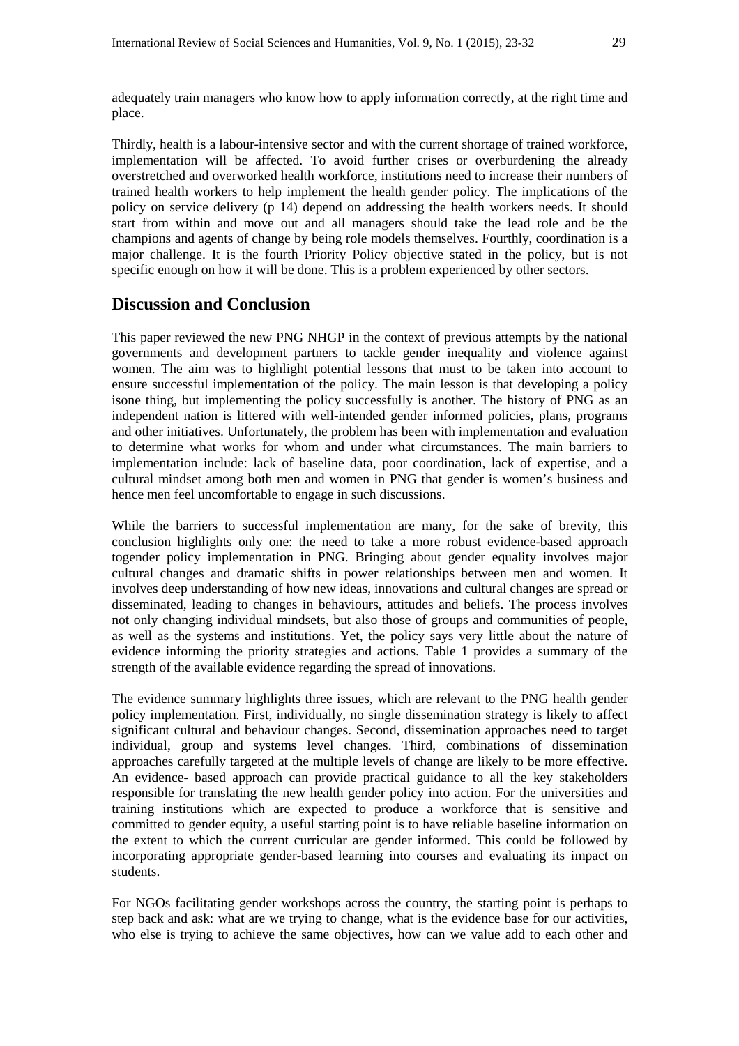adequately train managers who know how to apply information correctly, at the right time and place.

Thirdly, health is a labour-intensive sector and with the current shortage of trained workforce, implementation will be affected. To avoid further crises or overburdening the already overstretched and overworked health workforce, institutions need to increase their numbers of trained health workers to help implement the health gender policy. The implications of the policy on service delivery (p 14) depend on addressing the health workers needs. It should start from within and move out and all managers should take the lead role and be the champions and agents of change by being role models themselves. Fourthly, coordination is a major challenge. It is the fourth Priority Policy objective stated in the policy, but is not specific enough on how it will be done. This is a problem experienced by other sectors.

## Discussion and Conclusion

This paper reviewed the new PNG NHGP in the context of previous attempts by the national governments and development partners to tackle gender inequality and violence against women. The aim was to highlight potential lessons that must to be taken into account to ensure successful implementation of the policy. The main lesson is that developing a policy isone thing, but implementing the policy successfully is another. The history of PNG as an independent nation is littered with well-intended gender informed policies, plans, programs and other initiatives. Unfortunately, the problem has been with implementation and evaluation to determine what works for whom and under what circumstances. The main barriers to implementation include: lack of baseline data, poor coordination, lack of expertise, and a cultural mindset among both men and women in PNG that gender is women's business and hence men feel uncomfortable to engage in such discussions.

While the barriers to successful implementation are many, for the sake of brevity, this conclusion highlights only one: the need to take a more robust evidence-based approach togender policy implementation in PNG. Bringing about gender equality involves major cultural changes and dramatic shifts in power relationships between men and women. It involves deep understanding of how new ideas, innovations and cultural changes are spread or disseminated, leading to changes in behaviours, attitudes and beliefs. The process involves not only changing individual mindsets, but also those of groups and communities of people, as well as the systems and institutions. Yet, the policy says very little about the nature of evidence informing the priority strategies and actions. Table 1 provides a summary of the strength of the available evidence regarding the spread of innovations.

The evidence summary highlights three issues, which are relevant to the PNG health gender policy implementation. First, individually, no single dissemination strategy is likely to affect significant cultural and behaviour changes. Second, dissemination approaches need to target individual, group and systems level changes. Third, combinations of dissemination approaches carefully targeted at the multiple levels of change are likely to be more effective. An evidence- based approach can provide practical guidance to all the key stakeholders responsible for translating the new health gender policy into action. For the universities and training institutions which are expected to produce a workforce that is sensitive and committed to gender equity, a useful starting point is to have reliable baseline information on the extent to which the current curricular are gender informed. This could be followed by incorporating appropriate gender-based learning into courses and evaluating its impact on students.

For NGOs facilitating gender workshops across the country, the starting point is perhaps to step back and ask: what are we trying to change, what is the evidence base for our activities, who else is trying to achieve the same objectives, how can we value add to each other and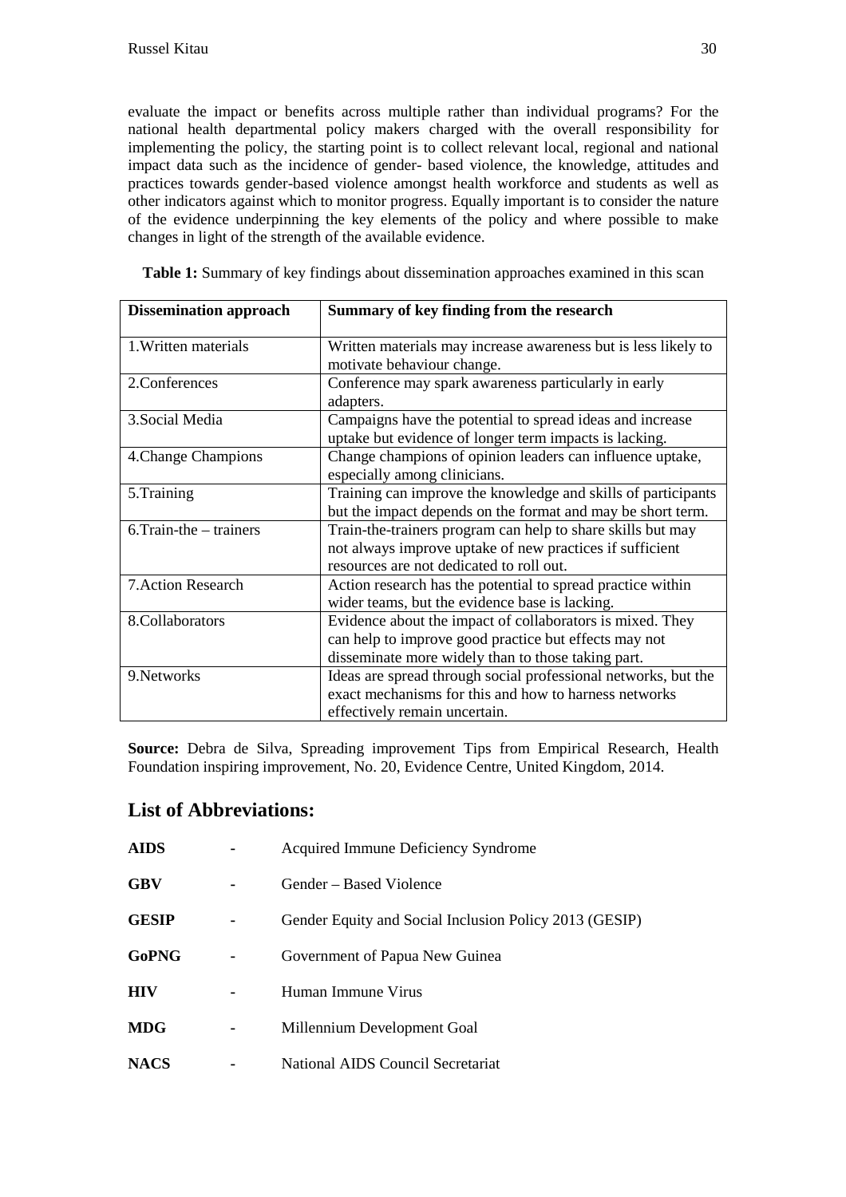evaluate the impact or benefits across multiple rather than individual programs? For the national health departmental policy makers charged with the overall responsibility for implementing the policy, the starting point is to collect relevant local, regional and national impact data such as the incidence of gender- based violence, the knowledge, attitudes and practices towards gender-based violence amongst health workforce and students as well as other indicators against which to monitor progress. Equally important is to consider the nature of the evidence underpinning the key elements of the policy and where possible to make changes in light of the strength of the available evidence.

**Table 1:** Summary of key findings about dissemination approaches examined in this scan

| **Dissemination approach** | **Summary of key finding from the research** |
|---|---|
| 1.Written materials | Written materials may increase awareness but is less likely to motivate behaviour change. |
| 2.Conferences | Conference may spark awareness particularly in early adapters. |
| 3.Social Media | Campaigns have the potential to spread ideas and increase uptake but evidence of longer term impacts is lacking. |
| 4.Change Champions | Change champions of opinion leaders can influence uptake, especially among clinicians. |
| 5.Training | Training can improve the knowledge and skills of participants but the impact depends on the format and may be short term. |
| 6.Train-the – trainers | Train-the-trainers program can help to share skills but may not always improve uptake of new practices if sufficient resources are not dedicated to roll out. |
| 7.Action Research | Action research has the potential to spread practice within wider teams, but the evidence base is lacking. |
| 8.Collaborators | Evidence about the impact of collaborators is mixed. They can help to improve good practice but effects may not disseminate more widely than to those taking part. |
| 9.Networks | Ideas are spread through social professional networks, but the exact mechanisms for this and how to harness networks effectively remain uncertain. |

**Source:** Debra de Silva, Spreading improvement Tips from Empirical Research, Health Foundation inspiring improvement, No. 20, Evidence Centre, United Kingdom, 2014.

## List of Abbreviations:

**AIDS** - Acquired Immune Deficiency Syndrome

**GBV** - Gender – Based Violence

**GESIP** - Gender Equity and Social Inclusion Policy 2013 (GESIP)

**GoPNG** - Government of Papua New Guinea

**HIV** - Human Immune Virus

**MDG** - Millennium Development Goal

**NACS** - National AIDS Council Secretariat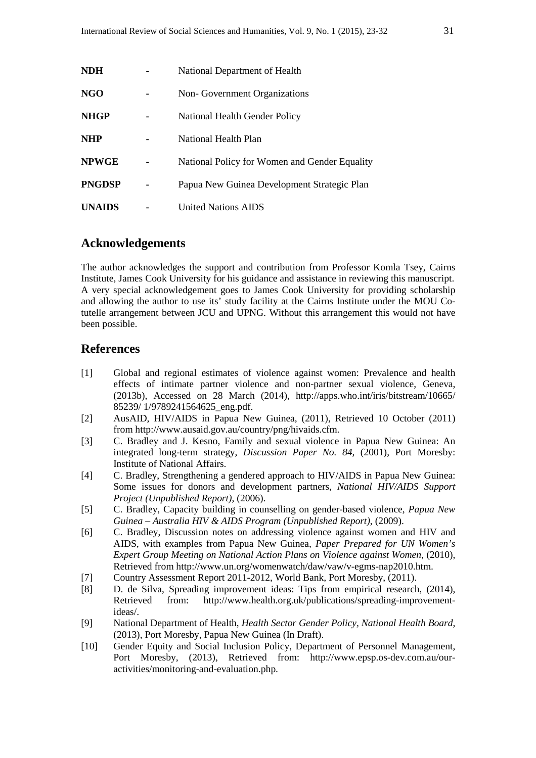| | | |
|---|---|---|
| **NDH** | - | National Department of Health |
| **NGO** | - | Non- Government Organizations |
| **NHGP** | - | National Health Gender Policy |
| **NHP** | - | National Health Plan |
| **NPWGE** | - | National Policy for Women and Gender Equality |
| **PNGDSP** | - | Papua New Guinea Development Strategic Plan |
| **UNAIDS** | - | United Nations AIDS |

## Acknowledgements

The author acknowledges the support and contribution from Professor Komla Tsey, Cairns Institute, James Cook University for his guidance and assistance in reviewing this manuscript. A very special acknowledgement goes to James Cook University for providing scholarship and allowing the author to use its' study facility at the Cairns Institute under the MOU Co-tutelle arrangement between JCU and UPNG. Without this arrangement this would not have been possible.

## References

[1] Global and regional estimates of violence against women: Prevalence and health effects of intimate partner violence and non-partner sexual violence, Geneva, (2013b), Accessed on 28 March (2014), http://apps.who.int/iris/bitstream/10665/ 85239/ 1/9789241564625_eng.pdf.

[2] AusAID, HIV/AIDS in Papua New Guinea, (2011), Retrieved 10 October (2011) from http://www.ausaid.gov.au/country/png/hivaids.cfm.

[3] C. Bradley and J. Kesno, Family and sexual violence in Papua New Guinea: An integrated long-term strategy, *Discussion Paper No. 84*, (2001), Port Moresby: Institute of National Affairs.

[4] C. Bradley, Strengthening a gendered approach to HIV/AIDS in Papua New Guinea: Some issues for donors and development partners, *National HIV/AIDS Support Project (Unpublished Report)*, (2006).

[5] C. Bradley, Capacity building in counselling on gender-based violence, *Papua New Guinea – Australia HIV & AIDS Program (Unpublished Report)*, (2009).

[6] C. Bradley, Discussion notes on addressing violence against women and HIV and AIDS, with examples from Papua New Guinea, *Paper Prepared for UN Women's Expert Group Meeting on National Action Plans on Violence against Women*, (2010), Retrieved from http://www.un.org/womenwatch/daw/vaw/v-egms-nap2010.htm.

[7] Country Assessment Report 2011-2012, World Bank, Port Moresby, (2011).

[8] D. de Silva, Spreading improvement ideas: Tips from empirical research, (2014), Retrieved from: http://www.health.org.uk/publications/spreading-improvement-ideas/.

[9] National Department of Health, *Health Sector Gender Policy*, *National Health Board*, (2013), Port Moresby, Papua New Guinea (In Draft).

[10] Gender Equity and Social Inclusion Policy, Department of Personnel Management, Port Moresby, (2013), Retrieved from: http://www.epsp.os-dev.com.au/our-activities/monitoring-and-evaluation.php.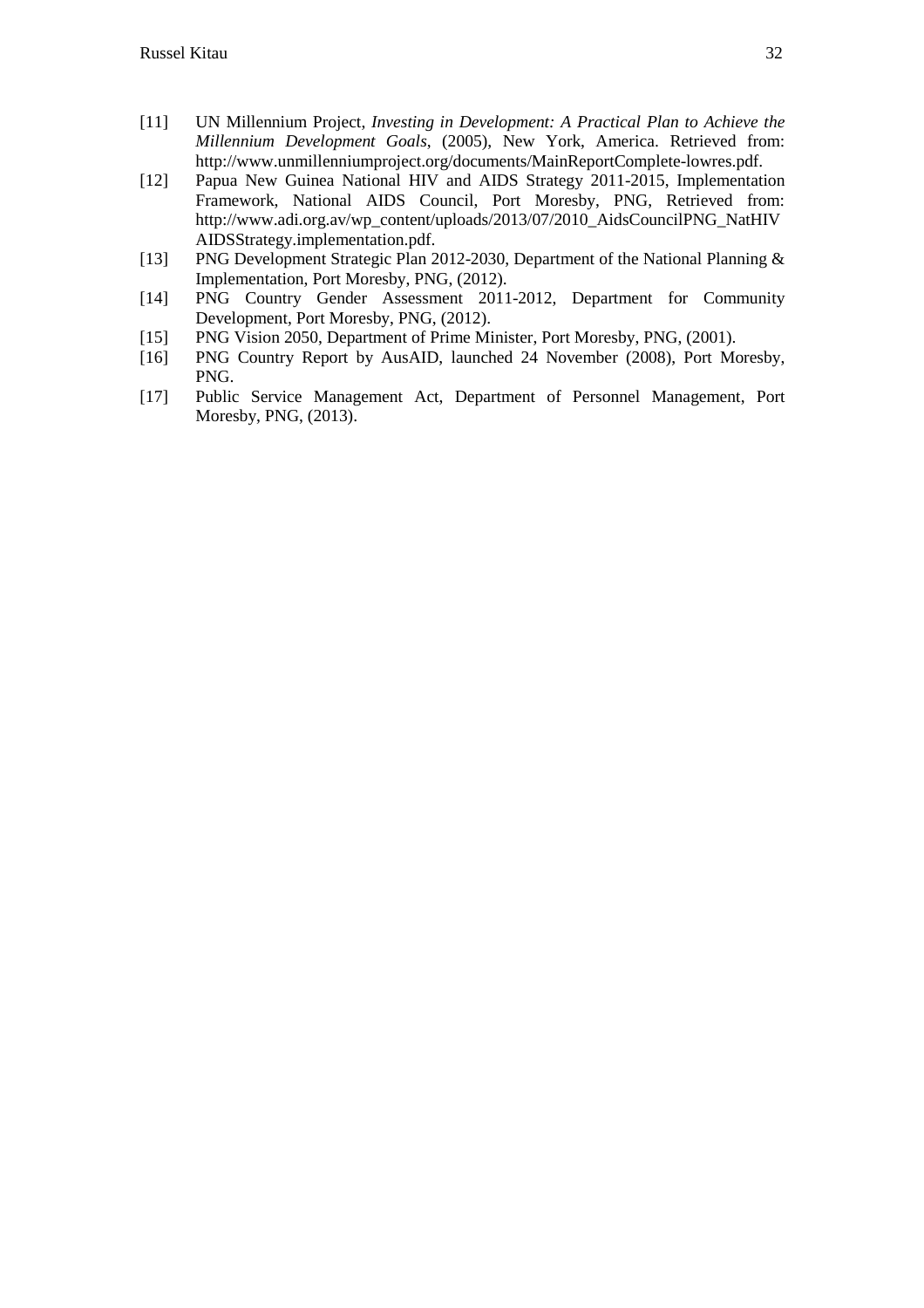[11] UN Millennium Project, *Investing in Development: A Practical Plan to Achieve the Millennium Development Goals*, (2005), New York, America. Retrieved from: http://www.unmillenniumproject.org/documents/MainReportComplete-lowres.pdf.

[12] Papua New Guinea National HIV and AIDS Strategy 2011-2015, Implementation Framework, National AIDS Council, Port Moresby, PNG, Retrieved from: http://www.adi.org.av/wp_content/uploads/2013/07/2010_AidsCouncilPNG_NatHIVAIDSStrategy.implementation.pdf.

[13] PNG Development Strategic Plan 2012-2030, Department of the National Planning & Implementation, Port Moresby, PNG, (2012).

[14] PNG Country Gender Assessment 2011-2012, Department for Community Development, Port Moresby, PNG, (2012).

[15] PNG Vision 2050, Department of Prime Minister, Port Moresby, PNG, (2001).

[16] PNG Country Report by AusAID, launched 24 November (2008), Port Moresby, PNG.

[17] Public Service Management Act, Department of Personnel Management, Port Moresby, PNG, (2013).